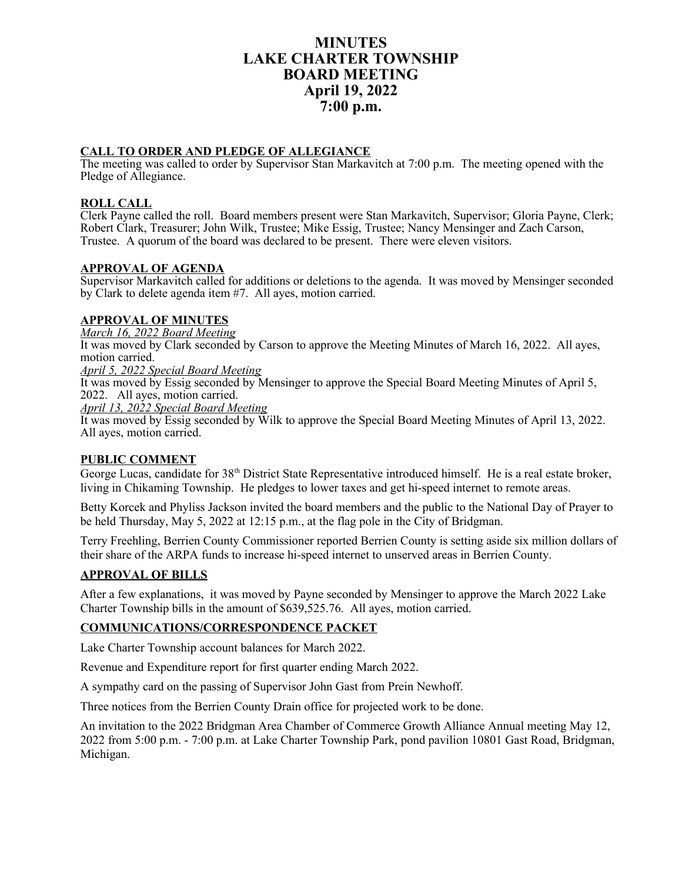# MINUTES
# LAKE CHARTER TOWNSHIP
# BOARD MEETING
# April 19, 2022
# 7:00 p.m.

**CALL TO ORDER AND PLEDGE OF ALLEGIANCE**

The meeting was called to order by Supervisor Stan Markavitch at 7:00 p.m. The meeting opened with the Pledge of Allegiance.

**ROLL CALL**

Clerk Payne called the roll. Board members present were Stan Markavitch, Supervisor; Gloria Payne, Clerk; Robert Clark, Treasurer; John Wilk, Trustee; Mike Essig, Trustee; Nancy Mensinger and Zach Carson, Trustee. A quorum of the board was declared to be present. There were eleven visitors.

**APPROVAL OF AGENDA**

Supervisor Markavitch called for additions or deletions to the agenda. It was moved by Mensinger seconded by Clark to delete agenda item #7. All ayes, motion carried.

**APPROVAL OF MINUTES**

*March 16, 2022 Board Meeting*

It was moved by Clark seconded by Carson to approve the Meeting Minutes of March 16, 2022. All ayes, motion carried.

*April 5, 2022 Special Board Meeting*

It was moved by Essig seconded by Mensinger to approve the Special Board Meeting Minutes of April 5, 2022. All ayes, motion carried.

*April 13, 2022 Special Board Meeting*

It was moved by Essig seconded by Wilk to approve the Special Board Meeting Minutes of April 13, 2022. All ayes, motion carried.

**PUBLIC COMMENT**

George Lucas, candidate for 38th District State Representative introduced himself. He is a real estate broker, living in Chikaming Township. He pledges to lower taxes and get hi-speed internet to remote areas.

Betty Korcek and Phyliss Jackson invited the board members and the public to the National Day of Prayer to be held Thursday, May 5, 2022 at 12:15 p.m., at the flag pole in the City of Bridgman.

Terry Freehling, Berrien County Commissioner reported Berrien County is setting aside six million dollars of their share of the ARPA funds to increase hi-speed internet to unserved areas in Berrien County.

**APPROVAL OF BILLS**

After a few explanations, it was moved by Payne seconded by Mensinger to approve the March 2022 Lake Charter Township bills in the amount of $639,525.76. All ayes, motion carried.

**COMMUNICATIONS/CORRESPONDENCE PACKET**

Lake Charter Township account balances for March 2022.

Revenue and Expenditure report for first quarter ending March 2022.

A sympathy card on the passing of Supervisor John Gast from Prein Newhoff.

Three notices from the Berrien County Drain office for projected work to be done.

An invitation to the 2022 Bridgman Area Chamber of Commerce Growth Alliance Annual meeting May 12, 2022 from 5:00 p.m. - 7:00 p.m. at Lake Charter Township Park, pond pavilion 10801 Gast Road, Bridgman, Michigan.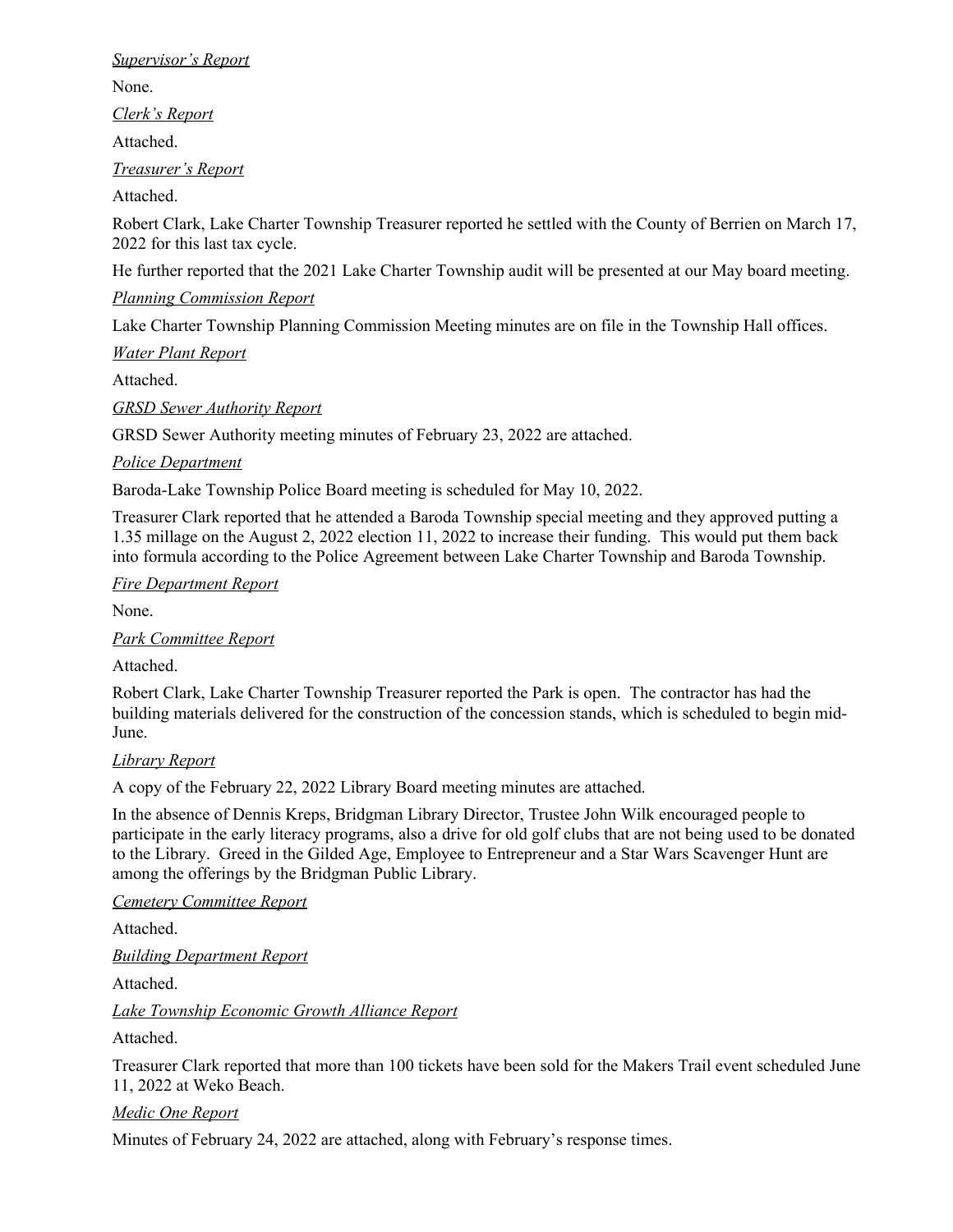*Supervisor's Report*

None.

*Clerk's Report*

Attached.

*Treasurer's Report*

Attached.

Robert Clark, Lake Charter Township Treasurer reported he settled with the County of Berrien on March 17, 2022 for this last tax cycle.

He further reported that the 2021 Lake Charter Township audit will be presented at our May board meeting.

*Planning Commission Report*

Lake Charter Township Planning Commission Meeting minutes are on file in the Township Hall offices.

*Water Plant Report*

Attached.

*GRSD Sewer Authority Report*

GRSD Sewer Authority meeting minutes of February 23, 2022 are attached.

*Police Department*

Baroda-Lake Township Police Board meeting is scheduled for May 10, 2022.

Treasurer Clark reported that he attended a Baroda Township special meeting and they approved putting a 1.35 millage on the August 2, 2022 election 11, 2022 to increase their funding. This would put them back into formula according to the Police Agreement between Lake Charter Township and Baroda Township.

*Fire Department Report*

None.

*Park Committee Report*

Attached.

Robert Clark, Lake Charter Township Treasurer reported the Park is open. The contractor has had the building materials delivered for the construction of the concession stands, which is scheduled to begin mid-June.

*Library Report*

A copy of the February 22, 2022 Library Board meeting minutes are attached.

In the absence of Dennis Kreps, Bridgman Library Director, Trustee John Wilk encouraged people to participate in the early literacy programs, also a drive for old golf clubs that are not being used to be donated to the Library. Greed in the Gilded Age, Employee to Entrepreneur and a Star Wars Scavenger Hunt are among the offerings by the Bridgman Public Library.

*Cemetery Committee Report*

Attached.

*Building Department Report*

Attached.

*Lake Township Economic Growth Alliance Report*

Attached.

Treasurer Clark reported that more than 100 tickets have been sold for the Makers Trail event scheduled June 11, 2022 at Weko Beach.

*Medic One Report*

Minutes of February 24, 2022 are attached, along with February's response times.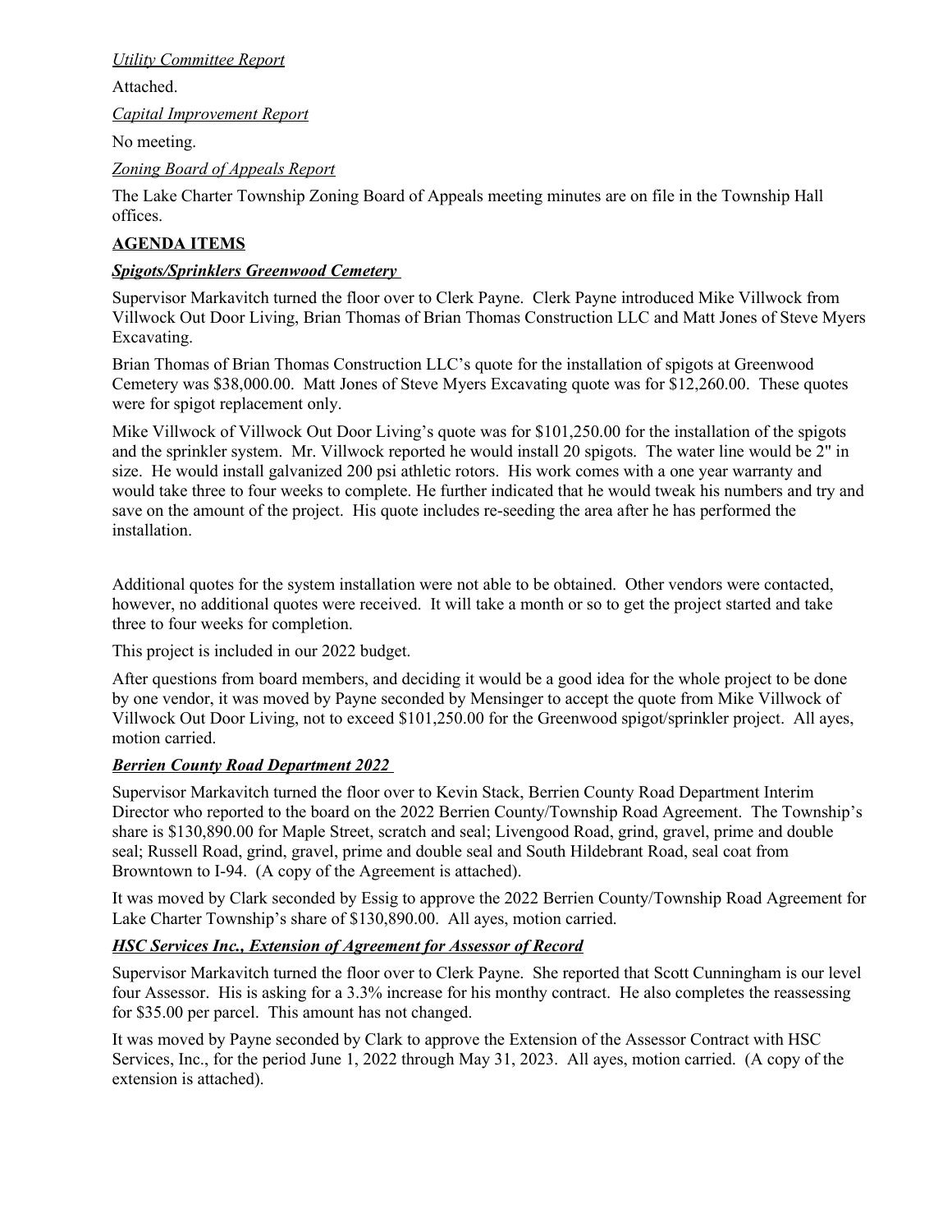*Utility Committee Report*

Attached.

*Capital Improvement Report*

No meeting.

*Zoning Board of Appeals Report*

The Lake Charter Township Zoning Board of Appeals meeting minutes are on file in the Township Hall offices.

**AGENDA ITEMS**

***Spigots/Sprinklers Greenwood Cemetery***

Supervisor Markavitch turned the floor over to Clerk Payne. Clerk Payne introduced Mike Villwock from Villwock Out Door Living, Brian Thomas of Brian Thomas Construction LLC and Matt Jones of Steve Myers Excavating.

Brian Thomas of Brian Thomas Construction LLC's quote for the installation of spigots at Greenwood Cemetery was $38,000.00. Matt Jones of Steve Myers Excavating quote was for $12,260.00. These quotes were for spigot replacement only.

Mike Villwock of Villwock Out Door Living's quote was for $101,250.00 for the installation of the spigots and the sprinkler system. Mr. Villwock reported he would install 20 spigots. The water line would be 2" in size. He would install galvanized 200 psi athletic rotors. His work comes with a one year warranty and would take three to four weeks to complete. He further indicated that he would tweak his numbers and try and save on the amount of the project. His quote includes re-seeding the area after he has performed the installation.

Additional quotes for the system installation were not able to be obtained. Other vendors were contacted, however, no additional quotes were received. It will take a month or so to get the project started and take three to four weeks for completion.

This project is included in our 2022 budget.

After questions from board members, and deciding it would be a good idea for the whole project to be done by one vendor, it was moved by Payne seconded by Mensinger to accept the quote from Mike Villwock of Villwock Out Door Living, not to exceed $101,250.00 for the Greenwood spigot/sprinkler project. All ayes, motion carried.

***Berrien County Road Department 2022***

Supervisor Markavitch turned the floor over to Kevin Stack, Berrien County Road Department Interim Director who reported to the board on the 2022 Berrien County/Township Road Agreement. The Township's share is $130,890.00 for Maple Street, scratch and seal; Livengood Road, grind, gravel, prime and double seal; Russell Road, grind, gravel, prime and double seal and South Hildebrant Road, seal coat from Browntown to I-94. (A copy of the Agreement is attached).

It was moved by Clark seconded by Essig to approve the 2022 Berrien County/Township Road Agreement for Lake Charter Township's share of $130,890.00. All ayes, motion carried.

***HSC Services Inc., Extension of Agreement for Assessor of Record***

Supervisor Markavitch turned the floor over to Clerk Payne. She reported that Scott Cunningham is our level four Assessor. His is asking for a 3.3% increase for his monthy contract. He also completes the reassessing for $35.00 per parcel. This amount has not changed.

It was moved by Payne seconded by Clark to approve the Extension of the Assessor Contract with HSC Services, Inc., for the period June 1, 2022 through May 31, 2023. All ayes, motion carried. (A copy of the extension is attached).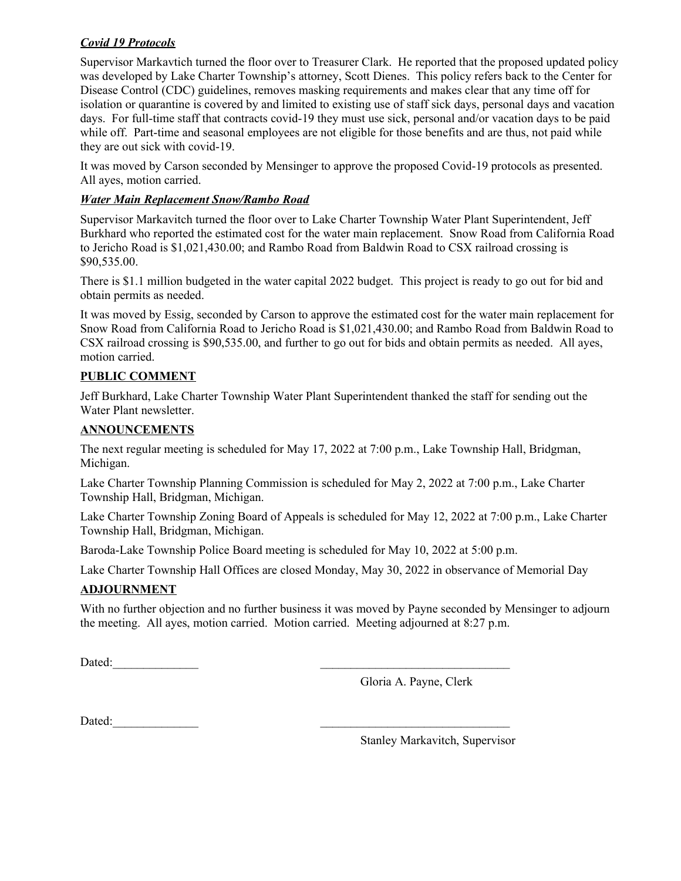***Covid 19 Protocols***

Supervisor Markavtich turned the floor over to Treasurer Clark. He reported that the proposed updated policy was developed by Lake Charter Township's attorney, Scott Dienes. This policy refers back to the Center for Disease Control (CDC) guidelines, removes masking requirements and makes clear that any time off for isolation or quarantine is covered by and limited to existing use of staff sick days, personal days and vacation days. For full-time staff that contracts covid-19 they must use sick, personal and/or vacation days to be paid while off. Part-time and seasonal employees are not eligible for those benefits and are thus, not paid while they are out sick with covid-19.

It was moved by Carson seconded by Mensinger to approve the proposed Covid-19 protocols as presented. All ayes, motion carried.

***Water Main Replacement Snow/Rambo Road***

Supervisor Markavitch turned the floor over to Lake Charter Township Water Plant Superintendent, Jeff Burkhard who reported the estimated cost for the water main replacement. Snow Road from California Road to Jericho Road is $1,021,430.00; and Rambo Road from Baldwin Road to CSX railroad crossing is $90,535.00.

There is $1.1 million budgeted in the water capital 2022 budget. This project is ready to go out for bid and obtain permits as needed.

It was moved by Essig, seconded by Carson to approve the estimated cost for the water main replacement for Snow Road from California Road to Jericho Road is $1,021,430.00; and Rambo Road from Baldwin Road to CSX railroad crossing is $90,535.00, and further to go out for bids and obtain permits as needed. All ayes, motion carried.

**PUBLIC COMMENT**

Jeff Burkhard, Lake Charter Township Water Plant Superintendent thanked the staff for sending out the Water Plant newsletter.

**ANNOUNCEMENTS**

The next regular meeting is scheduled for May 17, 2022 at 7:00 p.m., Lake Township Hall, Bridgman, Michigan.

Lake Charter Township Planning Commission is scheduled for May 2, 2022 at 7:00 p.m., Lake Charter Township Hall, Bridgman, Michigan.

Lake Charter Township Zoning Board of Appeals is scheduled for May 12, 2022 at 7:00 p.m., Lake Charter Township Hall, Bridgman, Michigan.

Baroda-Lake Township Police Board meeting is scheduled for May 10, 2022 at 5:00 p.m.

Lake Charter Township Hall Offices are closed Monday, May 30, 2022 in observance of Memorial Day

**ADJOURNMENT**

With no further objection and no further business it was moved by Payne seconded by Mensinger to adjourn the meeting. All ayes, motion carried. Motion carried. Meeting adjourned at 8:27 p.m.

Dated:______________ _______________________________

Gloria A. Payne, Clerk

Dated:______________ _______________________________

Stanley Markavitch, Supervisor